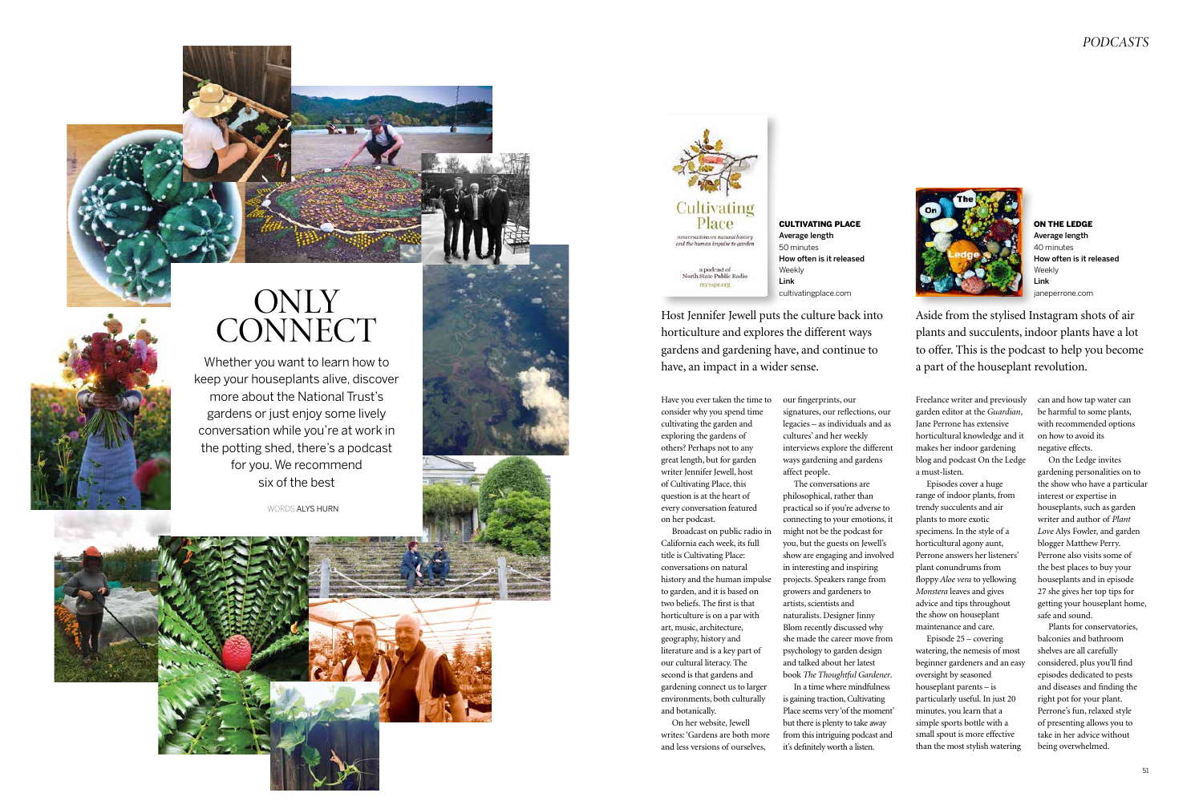# ONLY CONNECT

Whether you want to learn how to keep your houseplants alive, discover more about the National Trust's gardens or just enjoy some lively conversation while you're at work in the potting shed, there's a podcast for you. We recommend six of the best

WORDS ALYS HURN

## CULTIVATING PLACE

**Average length**
50 minutes
**How often is it released**
Weekly
**Link**
cultivatingplace.com

Host Jennifer Jewell puts the culture back into horticulture and explores the different ways gardens and gardening have, and continue to have, an impact in a wider sense.

Have you ever taken the time to consider why you spend time cultivating the garden and exploring the gardens of others? Perhaps not to any great length, but for garden writer Jennifer Jewell, host of Cultivating Place, this question is at the heart of every conversation featured on her podcast.

Broadcast on public radio in California each week, its full title is Cultivating Place: conversations on natural history and the human impulse to garden, and it is based on two beliefs. The first is that horticulture is on a par with art, music, architecture, geography, history and literature and is a key part of our cultural literacy. The second is that gardens and gardening connect us to larger environments, both culturally and botanically.

On her website, Jewell writes: 'Gardens are both more and less versions of ourselves, our fingerprints, our signatures, our reflections, our legacies – as individuals and as cultures' and her weekly interviews explore the different ways gardening and gardens affect people.

The conversations are philosophical, rather than practical so if you're adverse to connecting to your emotions, it might not be the podcast for you, but the guests on Jewell's show are engaging and involved in interesting and inspiring projects. Speakers range from growers and gardeners to artists, scientists and naturalists. Designer Jinny Blom recently discussed why she made the career move from psychology to garden design and talked about her latest book *The Thoughtful Gardener*.

In a time where mindfulness is gaining traction, Cultivating Place seems very 'of the moment' but there is plenty to take away from this intriguing podcast and it's definitely worth a listen.

## ON THE LEDGE

**Average length**
40 minutes
**How often is it released**
Weekly
**Link**
janeperrone.com

Aside from the stylised Instagram shots of air plants and succulents, indoor plants have a lot to offer. This is the podcast to help you become a part of the houseplant revolution.

Freelance writer and previously garden editor at the *Guardian*, Jane Perrone has extensive horticultural knowledge and it makes her indoor gardening blog and podcast On the Ledge a must-listen.

Episodes cover a huge range of indoor plants, from trendy succulents and air plants to more exotic specimens. In the style of a horticultural agony aunt, Perrone answers her listeners' plant conundrums from floppy *Aloe vera* to yellowing *Monstera* leaves and gives advice and tips throughout the show on houseplant maintenance and care.

Episode 25 – covering watering, the nemesis of most beginner gardeners and an easy oversight by seasoned houseplant parents – is particularly useful. In just 20 minutes, you learn that a simple sports bottle with a small spout is more effective than the most stylish watering can and how tap water can be harmful to some plants, with recommended options on how to avoid its negative effects.

On the Ledge invites gardening personalities on to the show who have a particular interest or expertise in houseplants, such as garden writer and author of *Plant Love* Alys Fowler, and garden blogger Matthew Perry. Perrone also visits some of the best places to buy your houseplants and in episode 27 she gives her top tips for getting your houseplant home, safe and sound.

Plants for conservatories, balconies and bathroom shelves are all carefully considered, plus you'll find episodes dedicated to pests and diseases and finding the right pot for your plant. Perrone's fun, relaxed style of presenting allows you to take in her advice without being overwhelmed.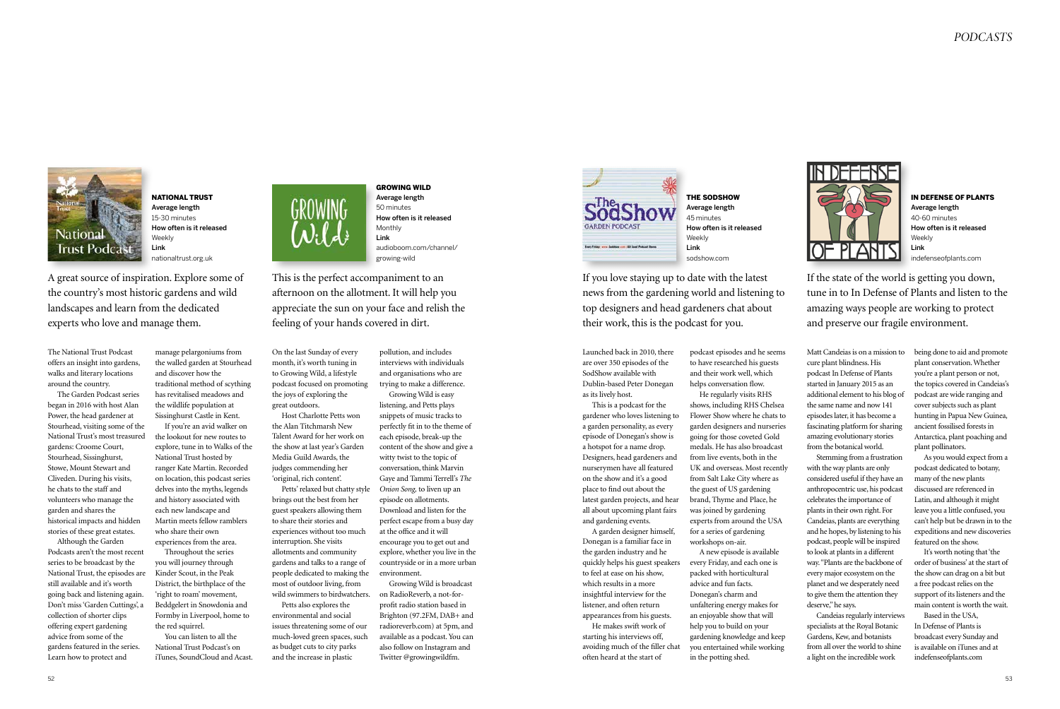## NATIONAL TRUST

**Average length**
15-30 minutes
**How often is it released**
Weekly
**Link**
nationaltrust.org.uk

A great source of inspiration. Explore some of the country's most historic gardens and wild landscapes and learn from the dedicated experts who love and manage them.

The National Trust Podcast offers an insight into gardens, walks and literary locations around the country.

The Garden Podcast series began in 2016 with host Alan Power, the head gardener at Stourhead, visiting some of the National Trust's most treasured gardens: Croome Court, Stourhead, Sissinghurst, Stowe, Mount Stewart and Cliveden. During his visits, he chats to the staff and volunteers who manage the garden and shares the historical impacts and hidden stories of these great estates.

Although the Garden Podcasts aren't the most recent series to be broadcast by the National Trust, the episodes are still available and it's worth going back and listening again. Don't miss 'Garden Cuttings', a collection of shorter clips offering expert gardening advice from some of the gardens featured in the series. Learn how to protect and manage pelargoniums from the walled garden at Stourhead and discover how the traditional method of scything has revitalised meadows and the wildlife population at Sissinghurst Castle in Kent.

If you're an avid walker on the lookout for new routes to explore, tune in to Walks of the National Trust hosted by ranger Kate Martin. Recorded on location, this podcast series delves into the myths, legends and history associated with each new landscape and Martin meets fellow ramblers who share their own experiences from the area.

Throughout the series you will journey through Kinder Scout, in the Peak District, the birthplace of the 'right to roam' movement, Beddgelert in Snowdonia and Formby in Liverpool, home to the red squirrel.

You can listen to all the National Trust Podcast's on iTunes, SoundCloud and Acast.

## GROWING WILD

**Average length**
50 minutes
**How often is it released**
Monthly
**Link**
audioboom.com/channel/growing-wild

This is the perfect accompaniment to an afternoon on the allotment. It will help you appreciate the sun on your face and relish the feeling of your hands covered in dirt.

On the last Sunday of every month, it's worth tuning in to Growing Wild, a lifestyle podcast focused on promoting the joys of exploring the great outdoors.

Host Charlotte Petts won the Alan Titchmarsh New Talent Award for her work on the show at last year's Garden Media Guild Awards, the judges commending her 'original, rich content'.

Petts' relaxed but chatty style brings out the best from her guest speakers allowing them to share their stories and experiences without too much interruption. She visits allotments and community gardens and talks to a range of people dedicated to making the most of outdoor living, from wild swimmers to birdwatchers.

Petts also explores the environmental and social issues threatening some of our much-loved green spaces, such as budget cuts to city parks and the increase in plastic pollution, and includes interviews with individuals and organisations who are trying to make a difference.

Growing Wild is easy listening, and Petts plays snippets of music tracks to perfectly fit in to the theme of each episode, break-up the content of the show and give a witty twist to the topic of conversation, think Marvin Gaye and Tammi Terrell's *The Onion Song*, to liven up an episode on allotments. Download and listen for the perfect escape from a busy day at the office and it will encourage you to get out and explore, whether you live in the countryside or in a more urban environment.

Growing Wild is broadcast on RadioReverb, a not-for-profit radio station based in Brighton (97.2FM, DAB+ and radioreverb.com) at 5pm, and available as a podcast. You can also follow on Instagram and Twitter @growingwildfm.

## THE SODSHOW

**Average length**
45 minutes
**How often is it released**
Weekly
**Link**
sodshow.com

If you love staying up to date with the latest news from the gardening world and listening to top designers and head gardeners chat about their work, this is the podcast for you.

Launched back in 2010, there are over 350 episodes of the SodShow available with Dublin-based Peter Donegan as its lively host.

This is a podcast for the gardener who loves listening to a garden personality, as every episode of Donegan's show is a hotspot for a name drop. Designers, head gardeners and nurserymen have all featured on the show and it's a good place to find out about the latest garden projects, and hear all about upcoming plant fairs and gardening events.

A garden designer himself, Donegan is a familiar face in the garden industry and he quickly helps his guest speakers to feel at ease on his show, which results in a more insightful interview for the listener, and often return appearances from his guests.

He makes swift work of starting his interviews off, avoiding much of the filler chat often heard at the start of podcast episodes and he seems to have researched his guests and their work well, which helps conversation flow.

He regularly visits RHS shows, including RHS Chelsea Flower Show where he chats to garden designers and nurseries going for those coveted Gold medals. He has also broadcast from live events, both in the UK and overseas. Most recently from Salt Lake City where as the guest of US gardening brand, Thyme and Place, he was joined by gardening experts from around the USA for a series of gardening workshops on-air.

A new episode is available every Friday, and each one is packed with horticultural advice and fun facts. Donegan's charm and unfaltering energy makes for an enjoyable show that will help you to build on your gardening knowledge and keep you entertained while working in the potting shed.

## IN DEFENSE OF PLANTS

**Average length**
40-60 minutes
**How often is it released**
Weekly
**Link**
indefenseofplants.com

If the state of the world is getting you down, tune in to In Defense of Plants and listen to the amazing ways people are working to protect and preserve our fragile environment.

Matt Candeias is on a mission to cure plant blindness. His podcast In Defense of Plants started in January 2015 as an additional element to his blog of the same name and now 141 episodes later, it has become a fascinating platform for sharing amazing evolutionary stories from the botanical world.

Stemming from a frustration with the way plants are only considered useful if they have an anthropocentric use, his podcast celebrates the importance of plants in their own right. For Candeias, plants are everything and he hopes, by listening to his podcast, people will be inspired to look at plants in a different way. "Plants are the backbone of every major ecosystem on the planet and we desperately need to give them the attention they deserve," he says.

Candeias regularly interviews specialists at the Royal Botanic Gardens, Kew, and botanists from all over the world to shine a light on the incredible work being done to aid and promote plant conservation. Whether you're a plant person or not, the topics covered in Candeias's podcast are wide ranging and cover subjects such as plant hunting in Papua New Guinea, ancient fossilised forests in Antarctica, plant poaching and plant pollinators.

As you would expect from a podcast dedicated to botany, many of the new plants discussed are referenced in Latin, and although it might leave you a little confused, you can't help but be drawn in to the expeditions and new discoveries featured on the show.

It's worth noting that 'the order of business' at the start of the show can drag on a bit but a free podcast relies on the support of its listeners and the main content is worth the wait.

Based in the USA, In Defense of Plants is broadcast every Sunday and is available on iTunes and at indefenseofplants.com